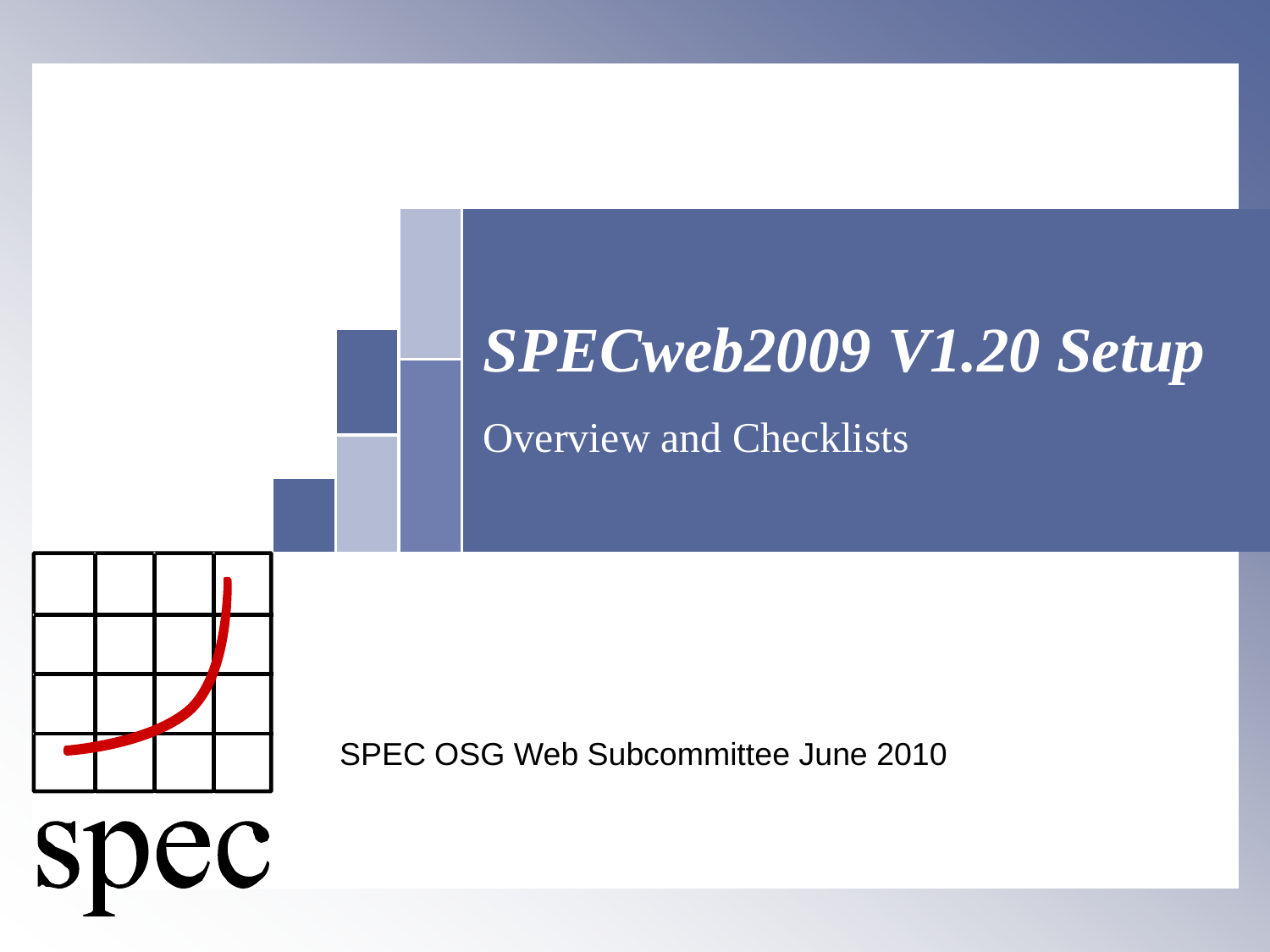# *SPECweb2009 V1.20 Setup*

## Overview and Checklists

SPEC OSG Web Subcommittee June 2010

spec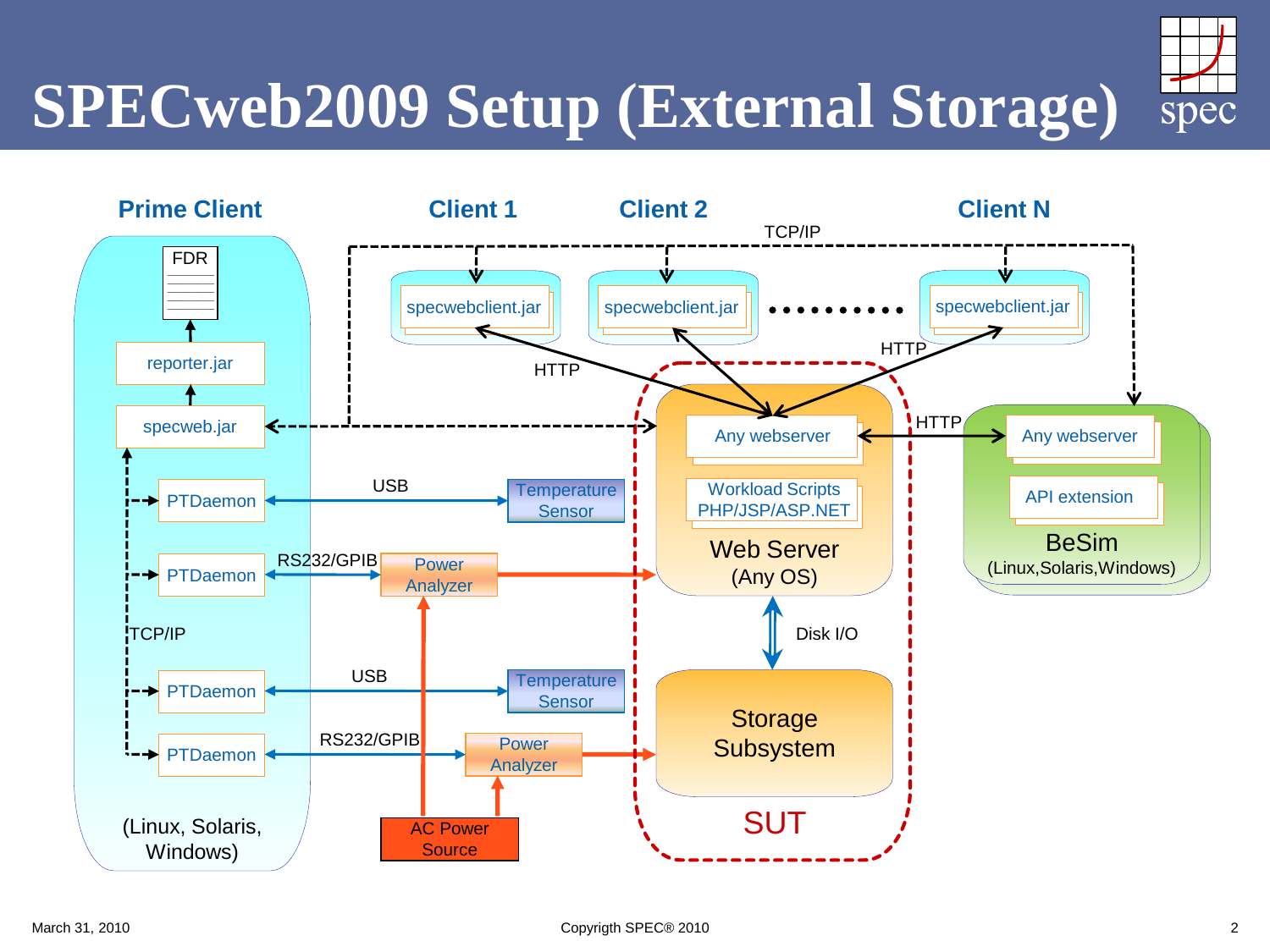# SPECweb2009 Setup (External Storage)

**Prime Client**

- FDR
- reporter.jar
- specweb.jar
- PTDaemon
- PTDaemon
- PTDaemon
- PTDaemon

(Linux, Solaris, Windows)

**Client 1**

- specwebclient.jar

**Client 2**

- specwebclient.jar

**Client N**

- specwebclient.jar

TCP/IP

HTTP

USB

Temperature Sensor

RS232/GPIB

Power Analyzer

TCP/IP

USB

Temperature Sensor

RS232/GPIB

Power Analyzer

AC Power Source

**Web Server (Any OS)**

- Any webserver
- Workload Scripts PHP/JSP/ASP.NET

Disk I/O

**Storage Subsystem**

SUT

HTTP

**BeSim (Linux,Solaris,Windows)**

- Any webserver
- API extension

March 31, 2010

Copyrigth SPEC® 2010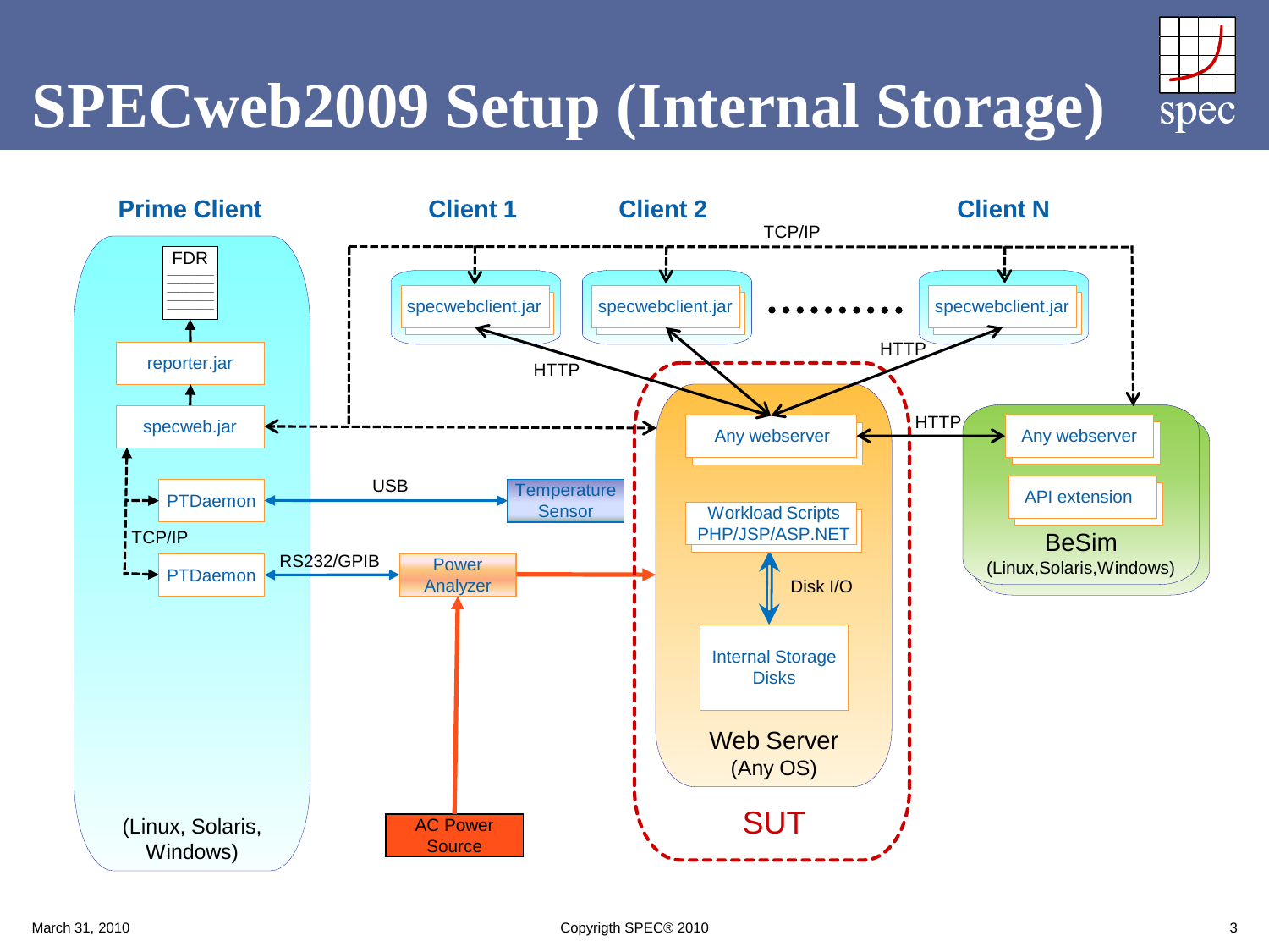# SPECweb2009 Setup (Internal Storage)

**Prime Client**

- FDR
- reporter.jar
- specweb.jar
- PTDaemon
- PTDaemon
- TCP/IP
- (Linux, Solaris, Windows)

**Client 1** — specwebclient.jar

**Client 2** — specwebclient.jar

**Client N** — specwebclient.jar

TCP/IP

HTTP

USB — Temperature Sensor

RS232/GPIB — Power Analyzer

AC Power Source

**SUT**

- Any webserver
- Workload Scripts PHP/JSP/ASP.NET
- Disk I/O
- Internal Storage Disks
- Web Server (Any OS)

HTTP

**BeSim** (Linux,Solaris,Windows)

- Any webserver
- API extension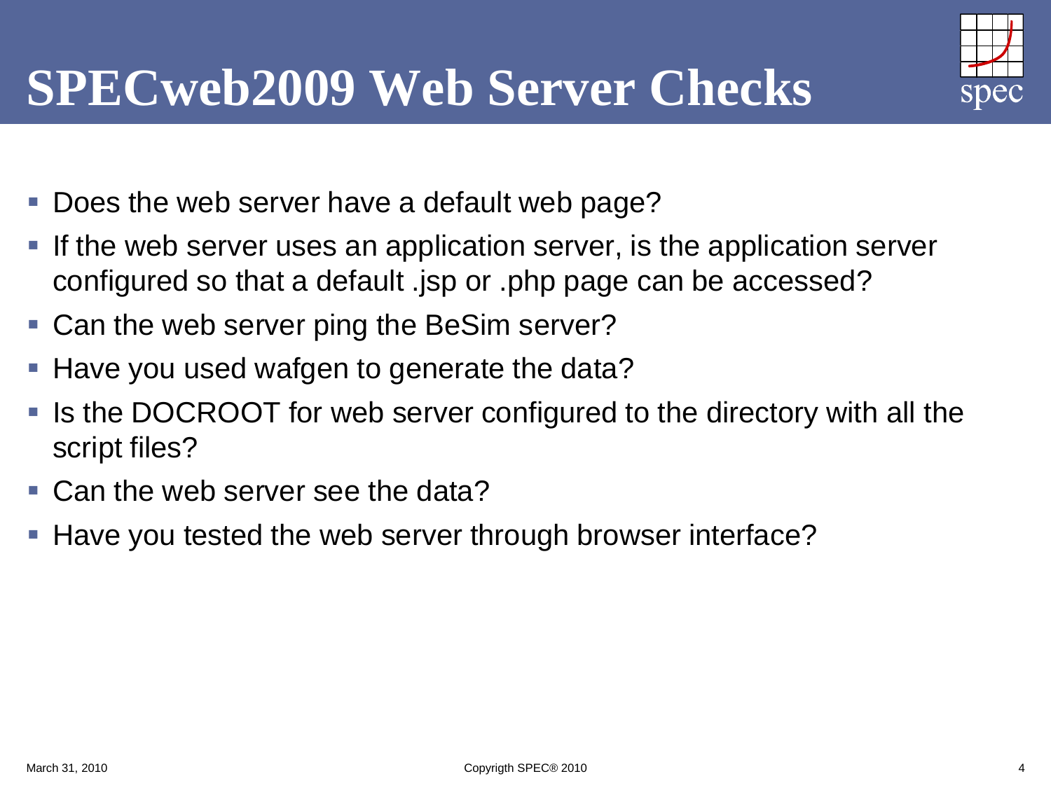# SPECweb2009 Web Server Checks

- Does the web server have a default web page?
- If the web server uses an application server, is the application server configured so that a default .jsp or .php page can be accessed?
- Can the web server ping the BeSim server?
- Have you used wafgen to generate the data?
- Is the DOCROOT for web server configured to the directory with all the script files?
- Can the web server see the data?
- Have you tested the web server through browser interface?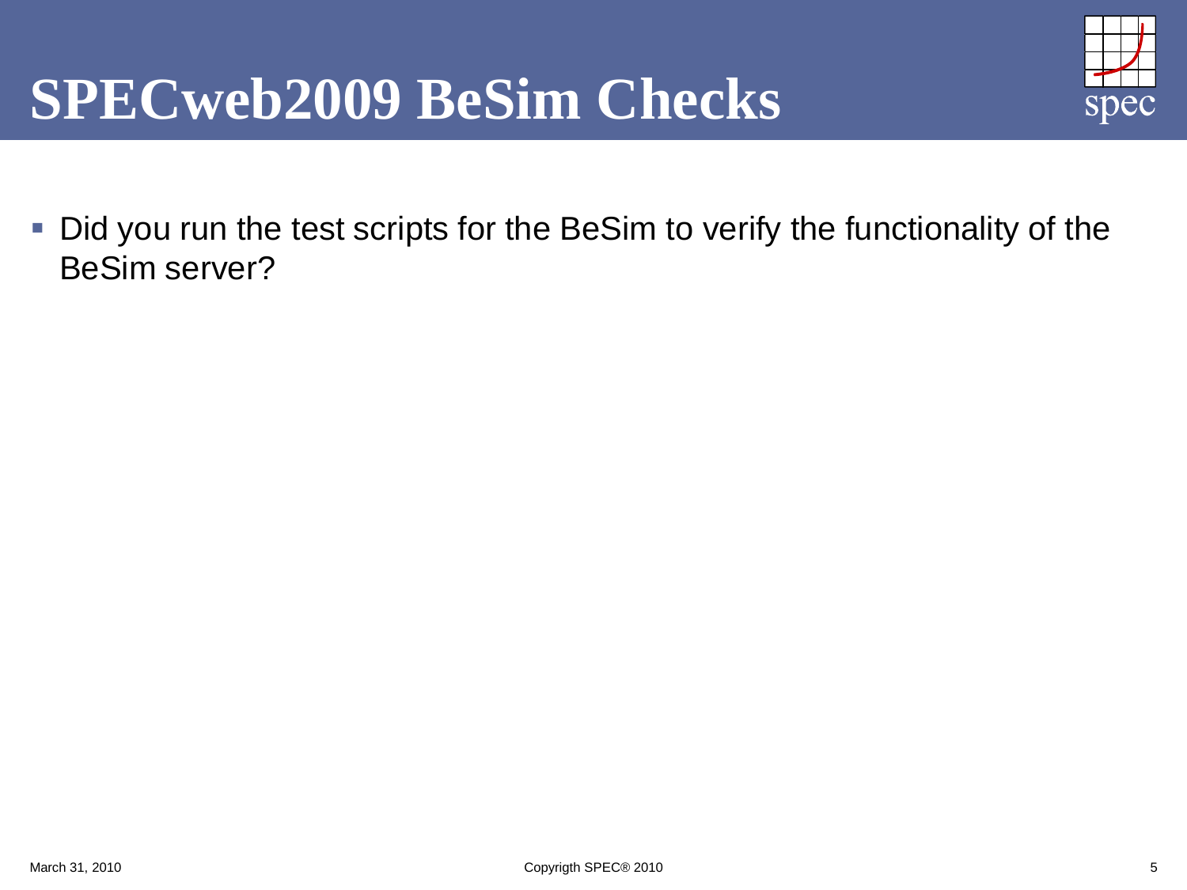# SPECweb2009 BeSim Checks

- Did you run the test scripts for the BeSim to verify the functionality of the BeSim server?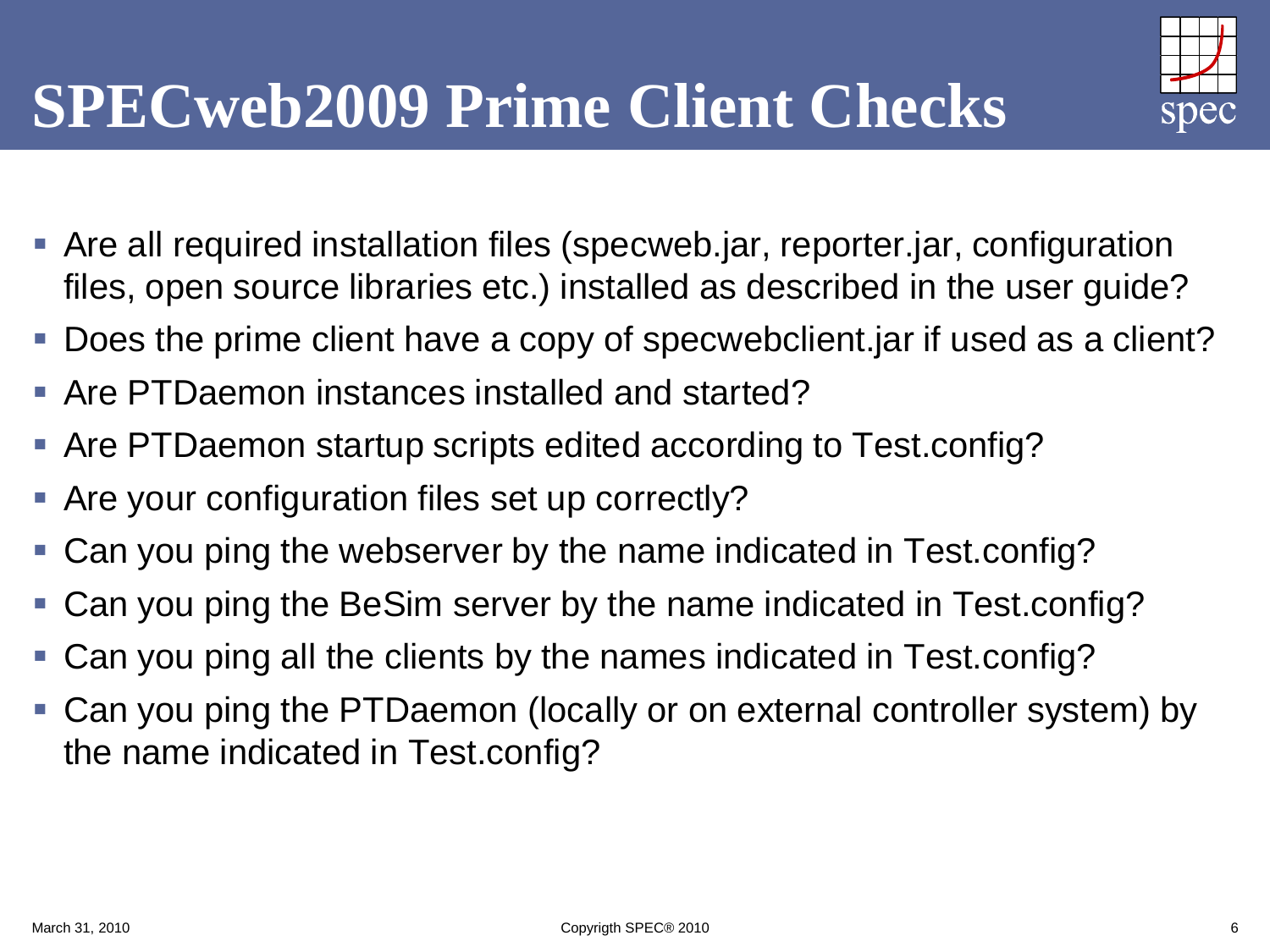# SPECweb2009 Prime Client Checks

- Are all required installation files (specweb.jar, reporter.jar, configuration files, open source libraries etc.) installed as described in the user guide?
- Does the prime client have a copy of specwebclient.jar if used as a client?
- Are PTDaemon instances installed and started?
- Are PTDaemon startup scripts edited according to Test.config?
- Are your configuration files set up correctly?
- Can you ping the webserver by the name indicated in Test.config?
- Can you ping the BeSim server by the name indicated in Test.config?
- Can you ping all the clients by the names indicated in Test.config?
- Can you ping the PTDaemon (locally or on external controller system) by the name indicated in Test.config?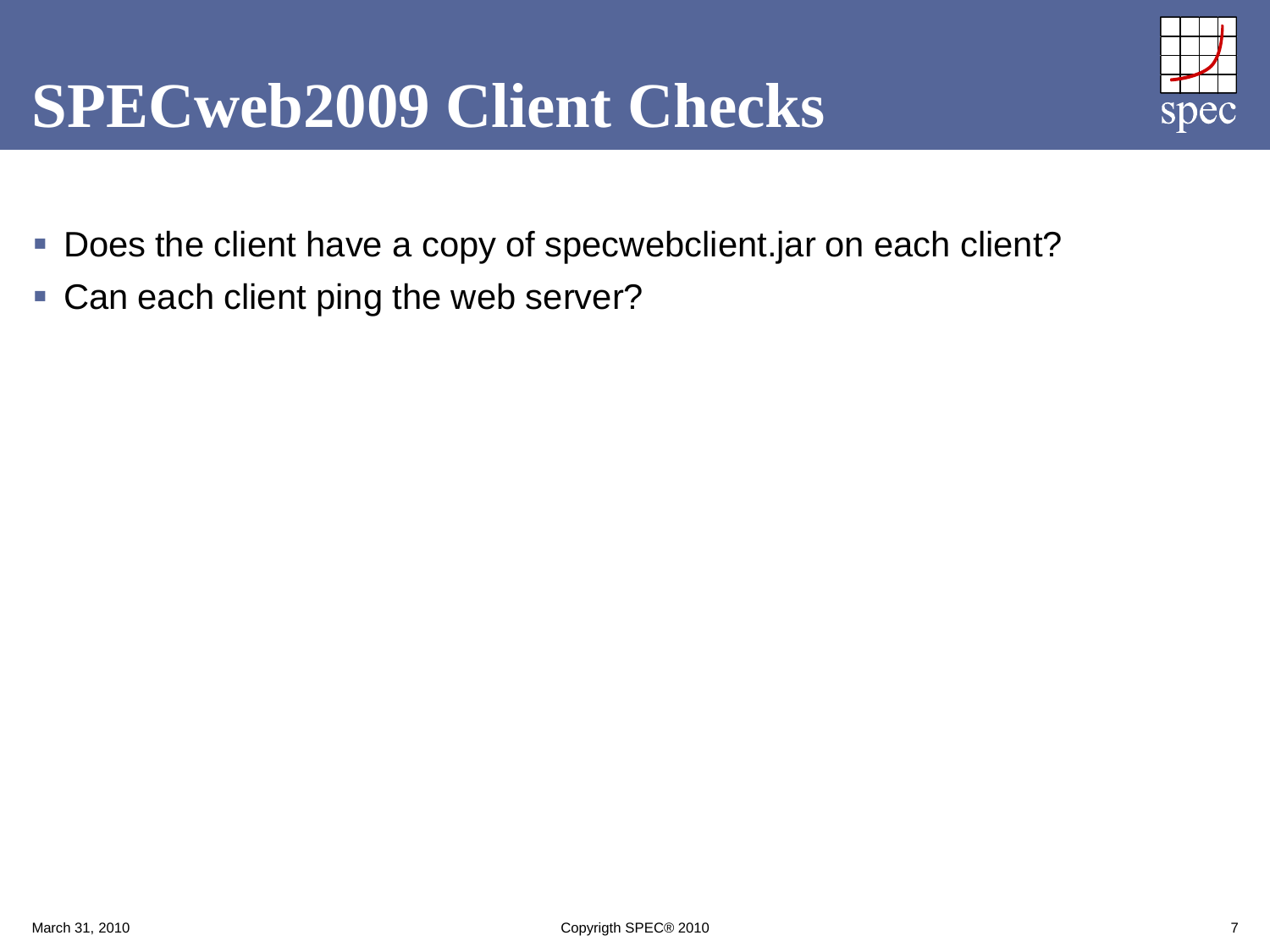# SPECweb2009 Client Checks

- Does the client have a copy of specwebclient.jar on each client?
- Can each client ping the web server?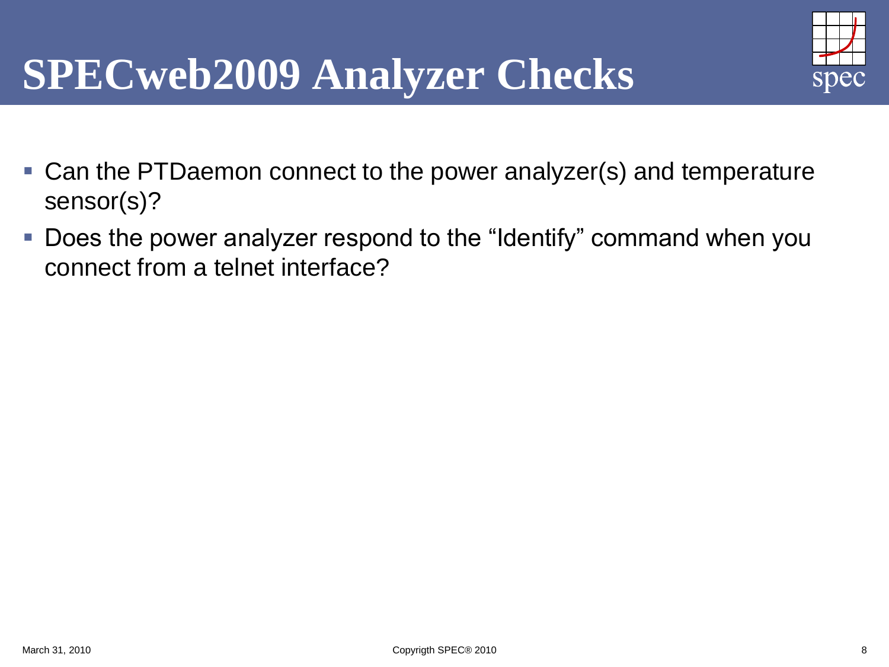# SPECweb2009 Analyzer Checks

- Can the PTDaemon connect to the power analyzer(s) and temperature sensor(s)?
- Does the power analyzer respond to the "Identify" command when you connect from a telnet interface?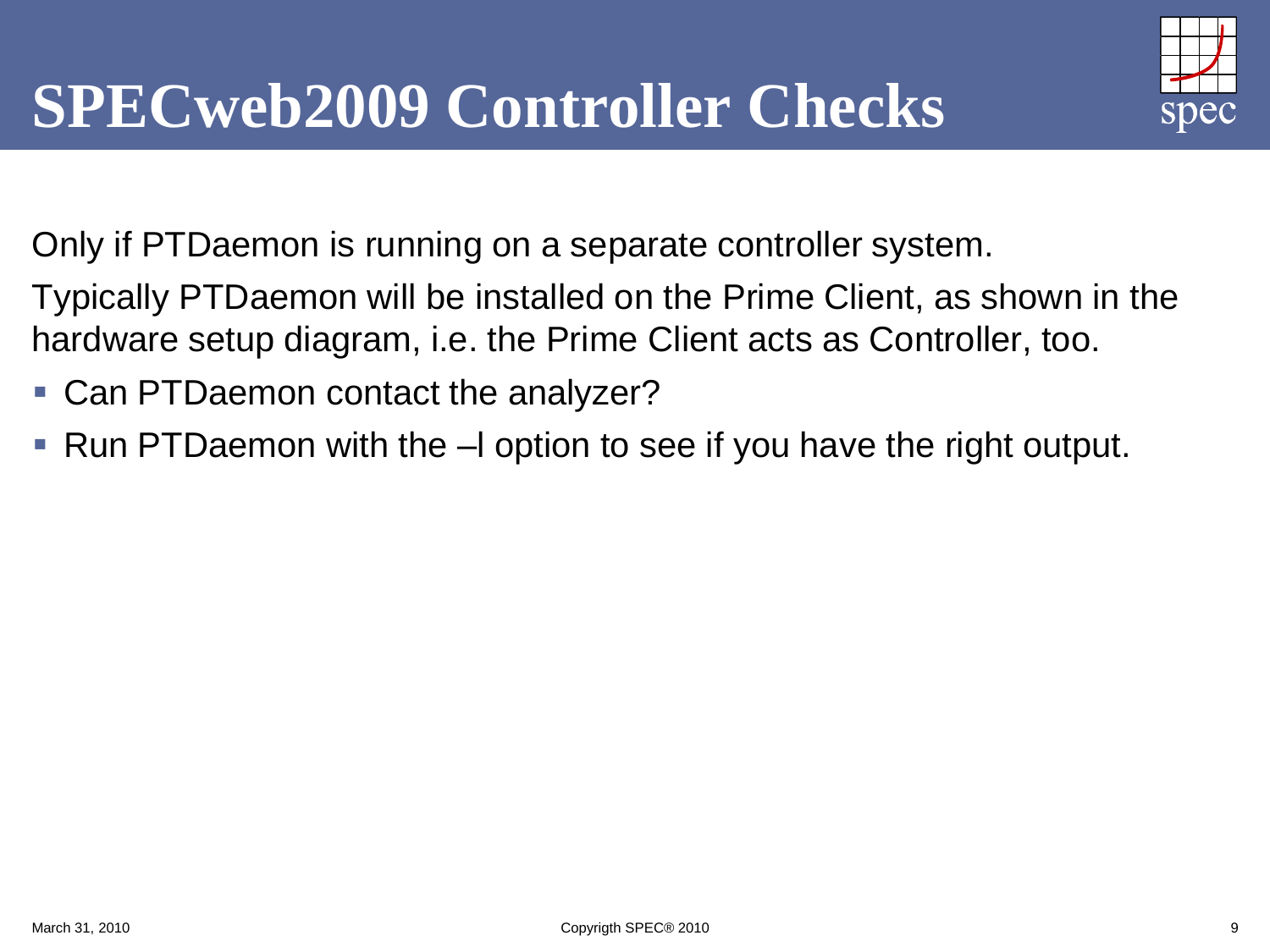# SPECweb2009 Controller Checks

Only if PTDaemon is running on a separate controller system.

Typically PTDaemon will be installed on the Prime Client, as shown in the hardware setup diagram, i.e. the Prime Client acts as Controller, too.

- Can PTDaemon contact the analyzer?
- Run PTDaemon with the –l option to see if you have the right output.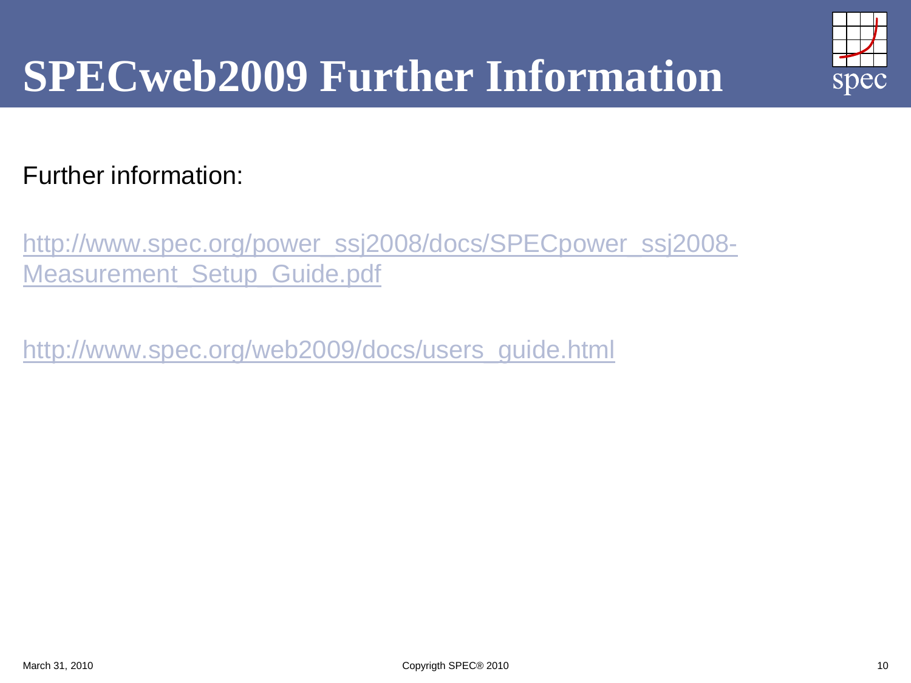# SPECweb2009 Further Information

Further information:

http://www.spec.org/power_ssj2008/docs/SPECpower_ssj2008-Measurement_Setup_Guide.pdf

http://www.spec.org/web2009/docs/users_guide.html